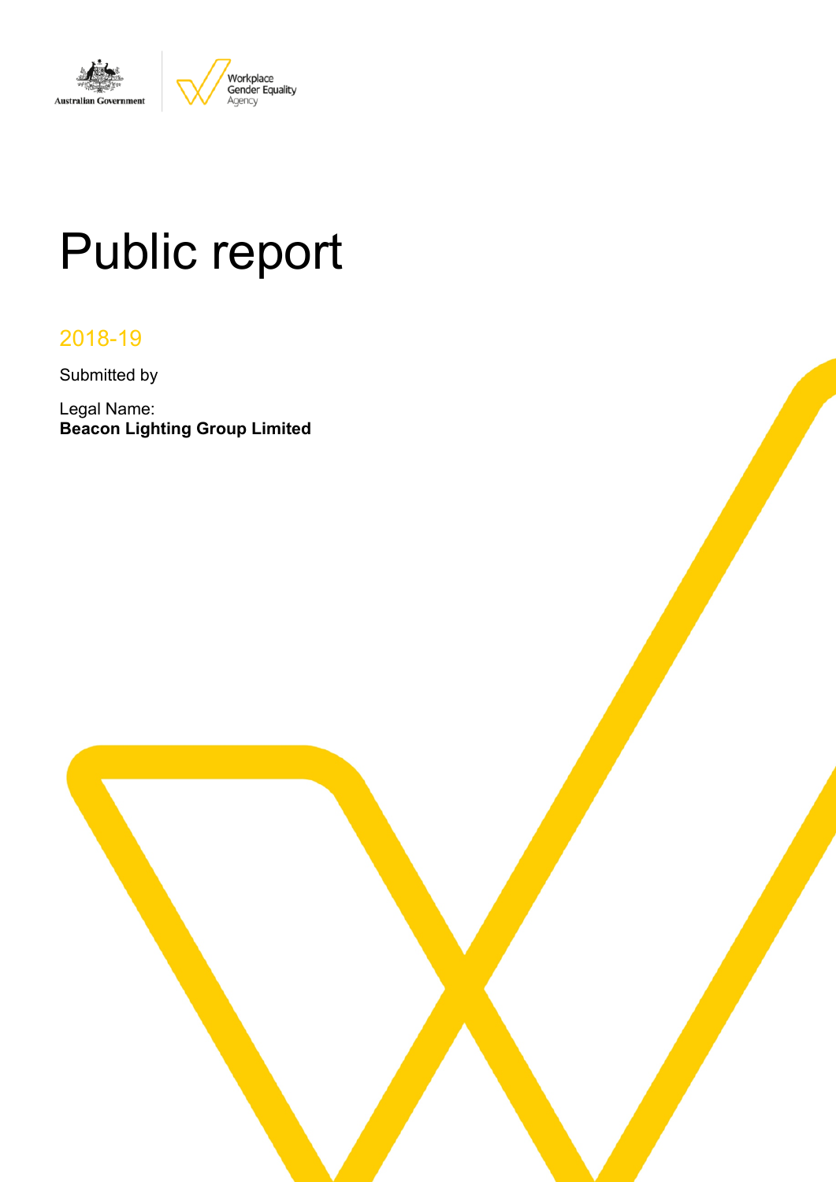# Public report

2018-19

Submitted by

Legal Name:
**Beacon Lighting Group Limited**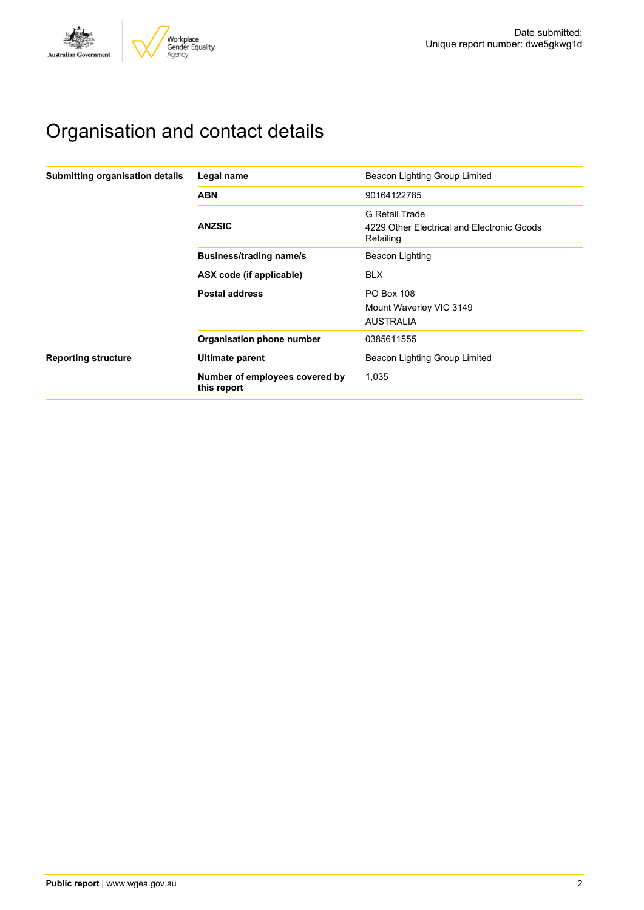Date submitted:
Unique report number: dwe5gkwg1d

# Organisation and contact details

| | | |
|---|---|---|
| **Submitting organisation details** | **Legal name** | Beacon Lighting Group Limited |
| | **ABN** | 90164122785 |
| | **ANZSIC** | G Retail Trade<br>4229 Other Electrical and Electronic Goods Retailing |
| | **Business/trading name/s** | Beacon Lighting |
| | **ASX code (if applicable)** | BLX |
| | **Postal address** | PO Box 108<br>Mount Waverley VIC 3149<br>AUSTRALIA |
| | **Organisation phone number** | 0385611555 |
| **Reporting structure** | **Ultimate parent** | Beacon Lighting Group Limited |
| | **Number of employees covered by this report** | 1,035 |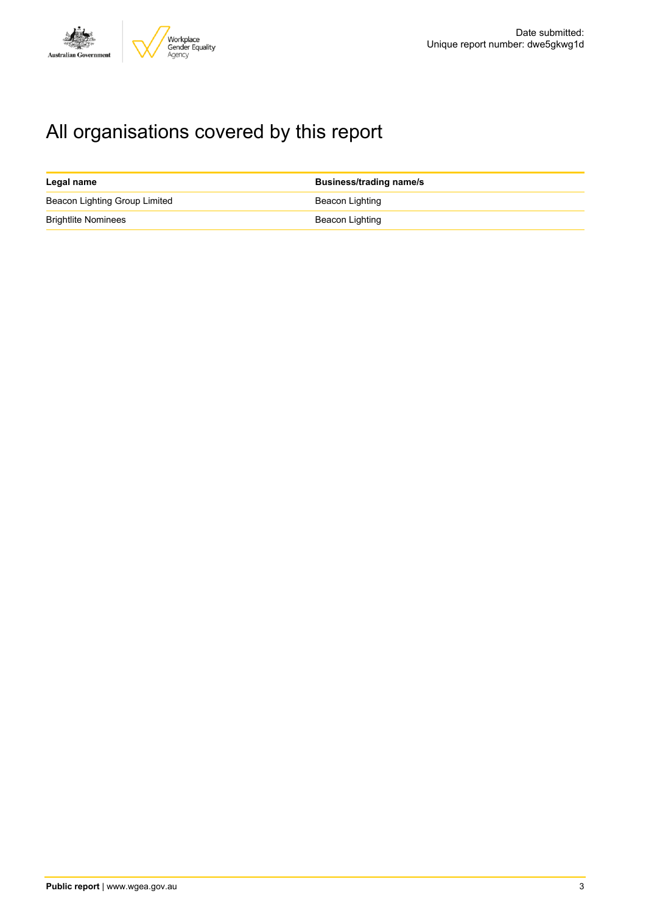Date submitted:
Unique report number: dwe5gkwg1d

# All organisations covered by this report

| Legal name | Business/trading name/s |
| --- | --- |
| Beacon Lighting Group Limited | Beacon Lighting |
| Brightlite Nominees | Beacon Lighting |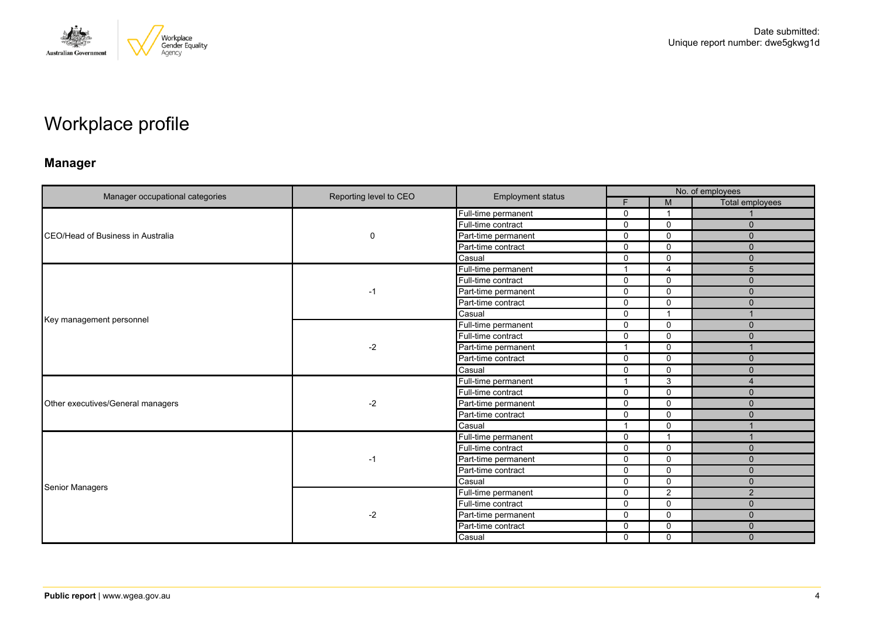Date submitted:
Unique report number: dwe5gkwg1d

# Workplace profile

## Manager

| Manager occupational categories | Reporting level to CEO | Employment status | No. of employees | | |
|---|---|---|---|---|---|
| | | | F | M | Total employees |
| CEO/Head of Business in Australia | 0 | Full-time permanent | 0 | 1 | 1 |
| | | Full-time contract | 0 | 0 | 0 |
| | | Part-time permanent | 0 | 0 | 0 |
| | | Part-time contract | 0 | 0 | 0 |
| | | Casual | 0 | 0 | 0 |
| Key management personnel | -1 | Full-time permanent | 1 | 4 | 5 |
| | | Full-time contract | 0 | 0 | 0 |
| | | Part-time permanent | 0 | 0 | 0 |
| | | Part-time contract | 0 | 0 | 0 |
| | | Casual | 0 | 1 | 1 |
| | -2 | Full-time permanent | 0 | 0 | 0 |
| | | Full-time contract | 0 | 0 | 0 |
| | | Part-time permanent | 1 | 0 | 1 |
| | | Part-time contract | 0 | 0 | 0 |
| | | Casual | 0 | 0 | 0 |
| Other executives/General managers | -2 | Full-time permanent | 1 | 3 | 4 |
| | | Full-time contract | 0 | 0 | 0 |
| | | Part-time permanent | 0 | 0 | 0 |
| | | Part-time contract | 0 | 0 | 0 |
| | | Casual | 1 | 0 | 1 |
| Senior Managers | -1 | Full-time permanent | 0 | 1 | 1 |
| | | Full-time contract | 0 | 0 | 0 |
| | | Part-time permanent | 0 | 0 | 0 |
| | | Part-time contract | 0 | 0 | 0 |
| | | Casual | 0 | 0 | 0 |
| | -2 | Full-time permanent | 0 | 2 | 2 |
| | | Full-time contract | 0 | 0 | 0 |
| | | Part-time permanent | 0 | 0 | 0 |
| | | Part-time contract | 0 | 0 | 0 |
| | | Casual | 0 | 0 | 0 |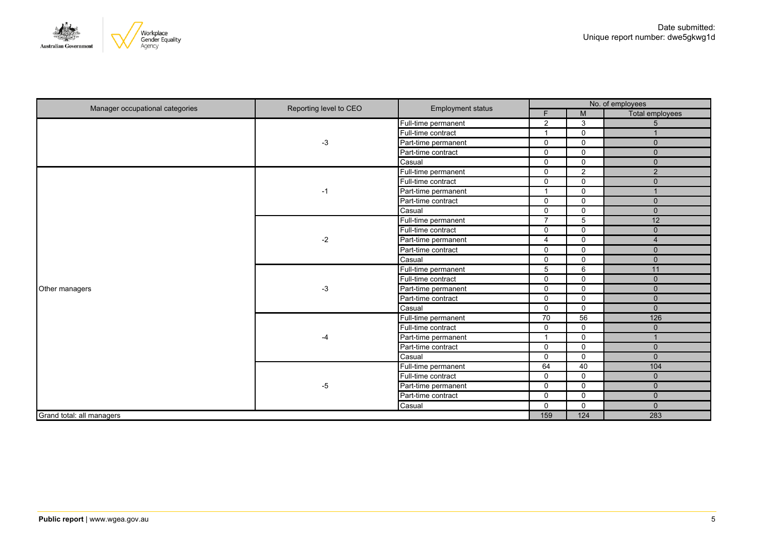Date submitted:
Unique report number: dwe5gkwg1d

| Manager occupational categories | Reporting level to CEO | Employment status | No. of employees | | |
|---|---|---|---|---|---|
| | | | F | M | Total employees |
| | -3 | Full-time permanent | 2 | 3 | 5 |
| | | Full-time contract | 1 | 0 | 1 |
| | | Part-time permanent | 0 | 0 | 0 |
| | | Part-time contract | 0 | 0 | 0 |
| | | Casual | 0 | 0 | 0 |
| Other managers | -1 | Full-time permanent | 0 | 2 | 2 |
| | | Full-time contract | 0 | 0 | 0 |
| | | Part-time permanent | 1 | 0 | 1 |
| | | Part-time contract | 0 | 0 | 0 |
| | | Casual | 0 | 0 | 0 |
| | -2 | Full-time permanent | 7 | 5 | 12 |
| | | Full-time contract | 0 | 0 | 0 |
| | | Part-time permanent | 4 | 0 | 4 |
| | | Part-time contract | 0 | 0 | 0 |
| | | Casual | 0 | 0 | 0 |
| | -3 | Full-time permanent | 5 | 6 | 11 |
| | | Full-time contract | 0 | 0 | 0 |
| | | Part-time permanent | 0 | 0 | 0 |
| | | Part-time contract | 0 | 0 | 0 |
| | | Casual | 0 | 0 | 0 |
| | -4 | Full-time permanent | 70 | 56 | 126 |
| | | Full-time contract | 0 | 0 | 0 |
| | | Part-time permanent | 1 | 0 | 1 |
| | | Part-time contract | 0 | 0 | 0 |
| | | Casual | 0 | 0 | 0 |
| | -5 | Full-time permanent | 64 | 40 | 104 |
| | | Full-time contract | 0 | 0 | 0 |
| | | Part-time permanent | 0 | 0 | 0 |
| | | Part-time contract | 0 | 0 | 0 |
| | | Casual | 0 | 0 | 0 |
| Grand total: all managers | | | 159 | 124 | 283 |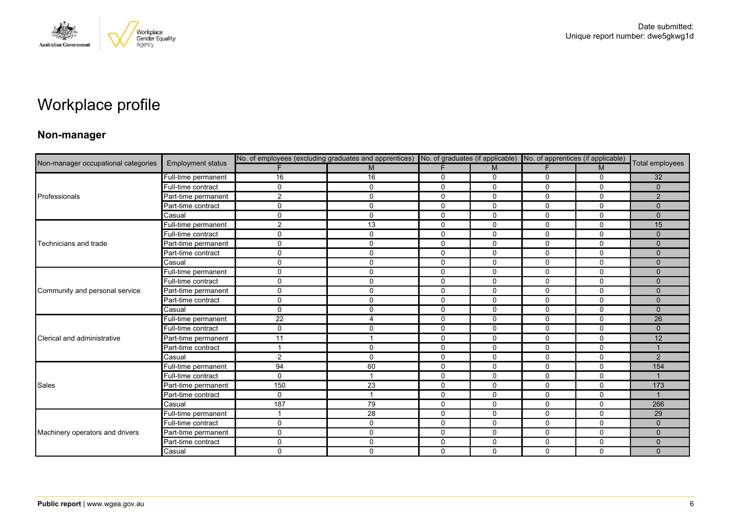Date submitted:
Unique report number: dwe5gkwg1d

# Workplace profile

## Non-manager

| Non-manager occupational categories | Employment status | No. of employees (excluding graduates and apprentices) | | No. of graduates (if applicable) | | No. of apprentices (if applicable) | | Total employees |
|---|---|---|---|---|---|---|---|---|
| | | F | M | F | M | F | M | |
| Professionals | Full-time permanent | 16 | 16 | 0 | 0 | 0 | 0 | 32 |
| | Full-time contract | 0 | 0 | 0 | 0 | 0 | 0 | 0 |
| | Part-time permanent | 2 | 0 | 0 | 0 | 0 | 0 | 2 |
| | Part-time contract | 0 | 0 | 0 | 0 | 0 | 0 | 0 |
| | Casual | 0 | 0 | 0 | 0 | 0 | 0 | 0 |
| Technicians and trade | Full-time permanent | 2 | 13 | 0 | 0 | 0 | 0 | 15 |
| | Full-time contract | 0 | 0 | 0 | 0 | 0 | 0 | 0 |
| | Part-time permanent | 0 | 0 | 0 | 0 | 0 | 0 | 0 |
| | Part-time contract | 0 | 0 | 0 | 0 | 0 | 0 | 0 |
| | Casual | 0 | 0 | 0 | 0 | 0 | 0 | 0 |
| Community and personal service | Full-time permanent | 0 | 0 | 0 | 0 | 0 | 0 | 0 |
| | Full-time contract | 0 | 0 | 0 | 0 | 0 | 0 | 0 |
| | Part-time permanent | 0 | 0 | 0 | 0 | 0 | 0 | 0 |
| | Part-time contract | 0 | 0 | 0 | 0 | 0 | 0 | 0 |
| | Casual | 0 | 0 | 0 | 0 | 0 | 0 | 0 |
| Clerical and administrative | Full-time permanent | 22 | 4 | 0 | 0 | 0 | 0 | 26 |
| | Full-time contract | 0 | 0 | 0 | 0 | 0 | 0 | 0 |
| | Part-time permanent | 11 | 1 | 0 | 0 | 0 | 0 | 12 |
| | Part-time contract | 1 | 0 | 0 | 0 | 0 | 0 | 1 |
| | Casual | 2 | 0 | 0 | 0 | 0 | 0 | 2 |
| Sales | Full-time permanent | 94 | 60 | 0 | 0 | 0 | 0 | 154 |
| | Full-time contract | 0 | 1 | 0 | 0 | 0 | 0 | 1 |
| | Part-time permanent | 150 | 23 | 0 | 0 | 0 | 0 | 173 |
| | Part-time contract | 0 | 1 | 0 | 0 | 0 | 0 | 1 |
| | Casual | 187 | 79 | 0 | 0 | 0 | 0 | 266 |
| Machinery operators and drivers | Full-time permanent | 1 | 28 | 0 | 0 | 0 | 0 | 29 |
| | Full-time contract | 0 | 0 | 0 | 0 | 0 | 0 | 0 |
| | Part-time permanent | 0 | 0 | 0 | 0 | 0 | 0 | 0 |
| | Part-time contract | 0 | 0 | 0 | 0 | 0 | 0 | 0 |
| | Casual | 0 | 0 | 0 | 0 | 0 | 0 | 0 |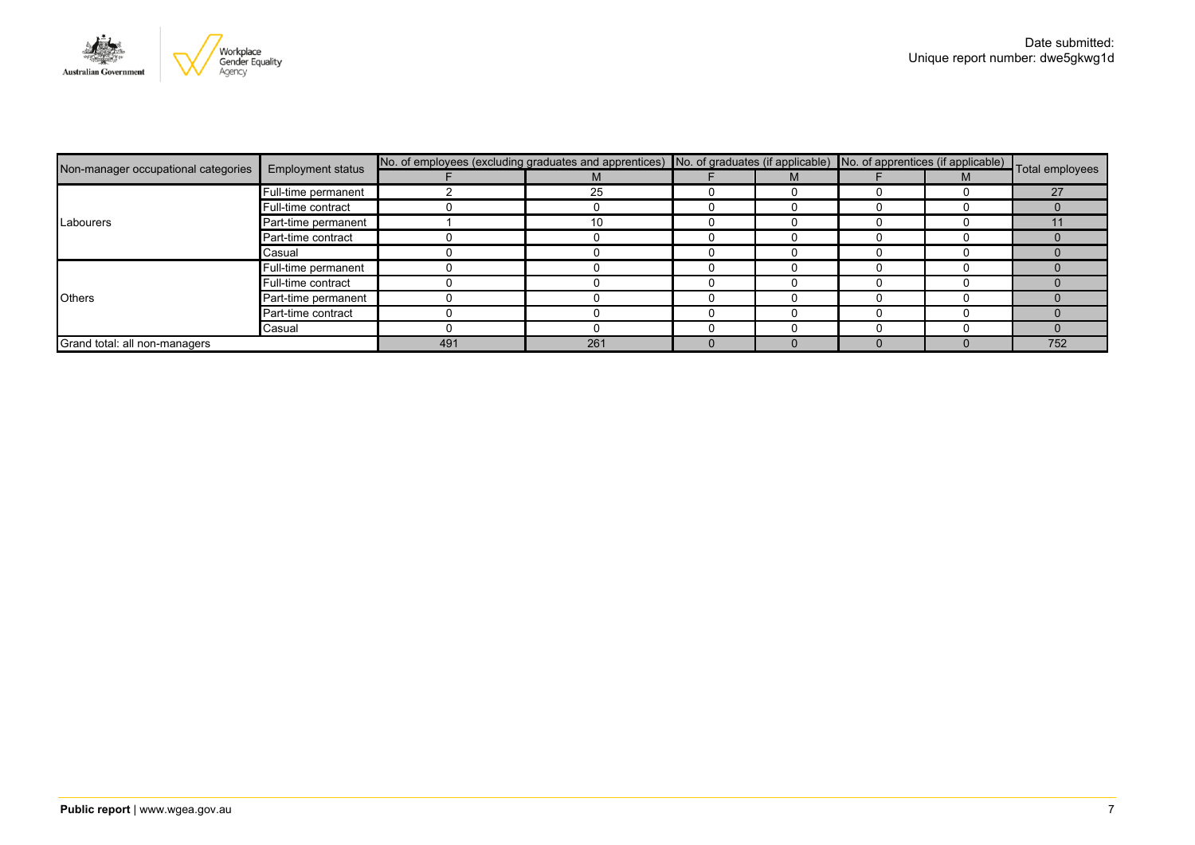Date submitted:
Unique report number: dwe5gkwg1d

| Non-manager occupational categories | Employment status | No. of employees (excluding graduates and apprentices) | | No. of graduates (if applicable) | | No. of apprentices (if applicable) | | Total employees |
|---|---|---|---|---|---|---|---|---|
| | | F | M | F | M | F | M | |
| Labourers | Full-time permanent | 2 | 25 | 0 | 0 | 0 | 0 | 27 |
| | Full-time contract | 0 | 0 | 0 | 0 | 0 | 0 | 0 |
| | Part-time permanent | 1 | 10 | 0 | 0 | 0 | 0 | 11 |
| | Part-time contract | 0 | 0 | 0 | 0 | 0 | 0 | 0 |
| | Casual | 0 | 0 | 0 | 0 | 0 | 0 | 0 |
| Others | Full-time permanent | 0 | 0 | 0 | 0 | 0 | 0 | 0 |
| | Full-time contract | 0 | 0 | 0 | 0 | 0 | 0 | 0 |
| | Part-time permanent | 0 | 0 | 0 | 0 | 0 | 0 | 0 |
| | Part-time contract | 0 | 0 | 0 | 0 | 0 | 0 | 0 |
| | Casual | 0 | 0 | 0 | 0 | 0 | 0 | 0 |
| Grand total: all non-managers | | 491 | 261 | 0 | 0 | 0 | 0 | 752 |

**Public report** | www.wgea.gov.au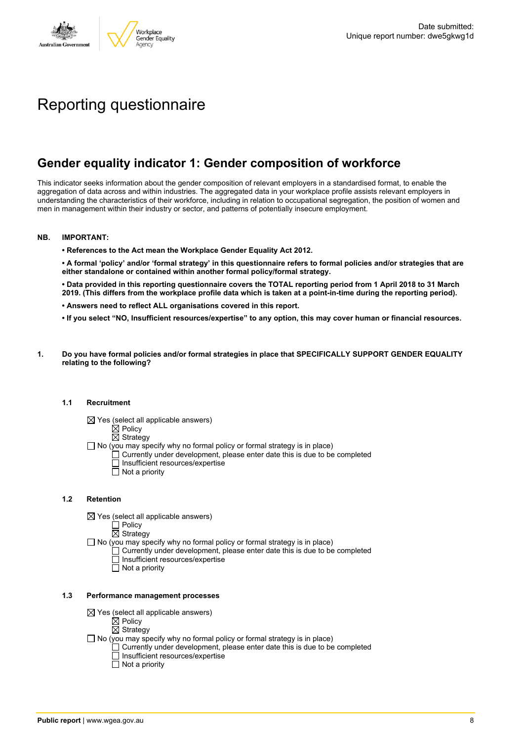Date submitted:
Unique report number: dwe5gkwg1d

# Reporting questionnaire

## Gender equality indicator 1: Gender composition of workforce

This indicator seeks information about the gender composition of relevant employers in a standardised format, to enable the aggregation of data across and within industries. The aggregated data in your workplace profile assists relevant employers in understanding the characteristics of their workforce, including in relation to occupational segregation, the position of women and men in management within their industry or sector, and patterns of potentially insecure employment.

**NB. IMPORTANT:**

**• References to the Act mean the Workplace Gender Equality Act 2012.**

**• A formal 'policy' and/or 'formal strategy' in this questionnaire refers to formal policies and/or strategies that are either standalone or contained within another formal policy/formal strategy.**

**• Data provided in this reporting questionnaire covers the TOTAL reporting period from 1 April 2018 to 31 March 2019. (This differs from the workplace profile data which is taken at a point-in-time during the reporting period).**

**• Answers need to reflect ALL organisations covered in this report.**

**• If you select "NO, Insufficient resources/expertise" to any option, this may cover human or financial resources.**

**1. Do you have formal policies and/or formal strategies in place that SPECIFICALLY SUPPORT GENDER EQUALITY relating to the following?**

**1.1 Recruitment**

☒ Yes (select all applicable answers)
  ☒ Policy
  ☒ Strategy
☐ No (you may specify why no formal policy or formal strategy is in place)
  ☐ Currently under development, please enter date this is due to be completed
  ☐ Insufficient resources/expertise
  ☐ Not a priority

**1.2 Retention**

☒ Yes (select all applicable answers)
  ☐ Policy
  ☒ Strategy
☐ No (you may specify why no formal policy or formal strategy is in place)
  ☐ Currently under development, please enter date this is due to be completed
  ☐ Insufficient resources/expertise
  ☐ Not a priority

**1.3 Performance management processes**

☒ Yes (select all applicable answers)
  ☒ Policy
  ☒ Strategy
☐ No (you may specify why no formal policy or formal strategy is in place)
  ☐ Currently under development, please enter date this is due to be completed
  ☐ Insufficient resources/expertise
  ☐ Not a priority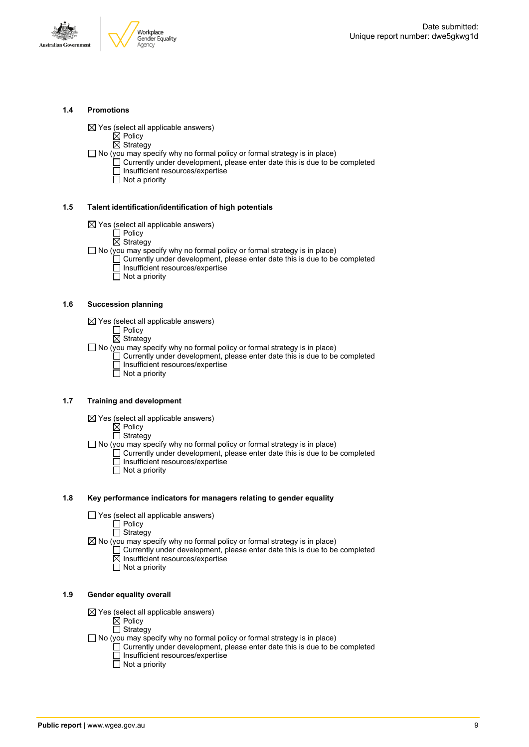### 1.4 Promotions

☒ Yes (select all applicable answers)
 ☒ Policy
 ☒ Strategy
☐ No (you may specify why no formal policy or formal strategy is in place)
 ☐ Currently under development, please enter date this is due to be completed
 ☐ Insufficient resources/expertise
 ☐ Not a priority

### 1.5 Talent identification/identification of high potentials

☒ Yes (select all applicable answers)
 ☐ Policy
 ☒ Strategy
☐ No (you may specify why no formal policy or formal strategy is in place)
 ☐ Currently under development, please enter date this is due to be completed
 ☐ Insufficient resources/expertise
 ☐ Not a priority

### 1.6 Succession planning

☒ Yes (select all applicable answers)
 ☐ Policy
 ☒ Strategy
☐ No (you may specify why no formal policy or formal strategy is in place)
 ☐ Currently under development, please enter date this is due to be completed
 ☐ Insufficient resources/expertise
 ☐ Not a priority

### 1.7 Training and development

☒ Yes (select all applicable answers)
 ☒ Policy
 ☐ Strategy
☐ No (you may specify why no formal policy or formal strategy is in place)
 ☐ Currently under development, please enter date this is due to be completed
 ☐ Insufficient resources/expertise
 ☐ Not a priority

### 1.8 Key performance indicators for managers relating to gender equality

☐ Yes (select all applicable answers)
 ☐ Policy
 ☐ Strategy
☒ No (you may specify why no formal policy or formal strategy is in place)
 ☐ Currently under development, please enter date this is due to be completed
 ☒ Insufficient resources/expertise
 ☐ Not a priority

### 1.9 Gender equality overall

☒ Yes (select all applicable answers)
 ☒ Policy
 ☐ Strategy
☐ No (you may specify why no formal policy or formal strategy is in place)
 ☐ Currently under development, please enter date this is due to be completed
 ☐ Insufficient resources/expertise
 ☐ Not a priority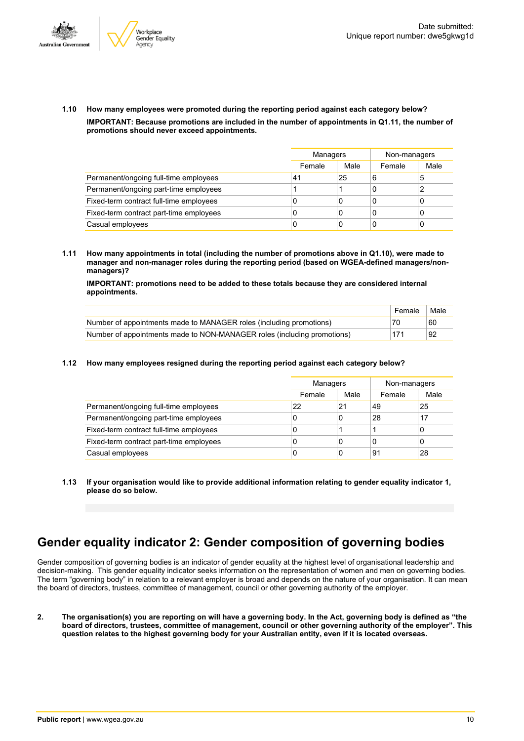**1.10 How many employees were promoted during the reporting period against each category below?**

**IMPORTANT: Because promotions are included in the number of appointments in Q1.11, the number of promotions should never exceed appointments.**

| | Managers | | Non-managers | |
|---|---|---|---|---|
| | Female | Male | Female | Male |
| Permanent/ongoing full-time employees | 41 | 25 | 6 | 5 |
| Permanent/ongoing part-time employees | 1 | 1 | 0 | 2 |
| Fixed-term contract full-time employees | 0 | 0 | 0 | 0 |
| Fixed-term contract part-time employees | 0 | 0 | 0 | 0 |
| Casual employees | 0 | 0 | 0 | 0 |

**1.11 How many appointments in total (including the number of promotions above in Q1.10), were made to manager and non-manager roles during the reporting period (based on WGEA-defined managers/non-managers)?**

**IMPORTANT: promotions need to be added to these totals because they are considered internal appointments.**

| | Female | Male |
|---|---|---|
| Number of appointments made to MANAGER roles (including promotions) | 70 | 60 |
| Number of appointments made to NON-MANAGER roles (including promotions) | 171 | 92 |

**1.12 How many employees resigned during the reporting period against each category below?**

| | Managers | | Non-managers | |
|---|---|---|---|---|
| | Female | Male | Female | Male |
| Permanent/ongoing full-time employees | 22 | 21 | 49 | 25 |
| Permanent/ongoing part-time employees | 0 | 0 | 28 | 17 |
| Fixed-term contract full-time employees | 0 | 1 | 1 | 0 |
| Fixed-term contract part-time employees | 0 | 0 | 0 | 0 |
| Casual employees | 0 | 0 | 91 | 28 |

**1.13 If your organisation would like to provide additional information relating to gender equality indicator 1, please do so below.**

## Gender equality indicator 2: Gender composition of governing bodies

Gender composition of governing bodies is an indicator of gender equality at the highest level of organisational leadership and decision-making. This gender equality indicator seeks information on the representation of women and men on governing bodies. The term "governing body" in relation to a relevant employer is broad and depends on the nature of your organisation. It can mean the board of directors, trustees, committee of management, council or other governing authority of the employer.

**2. The organisation(s) you are reporting on will have a governing body. In the Act, governing body is defined as "the board of directors, trustees, committee of management, council or other governing authority of the employer". This question relates to the highest governing body for your Australian entity, even if it is located overseas.**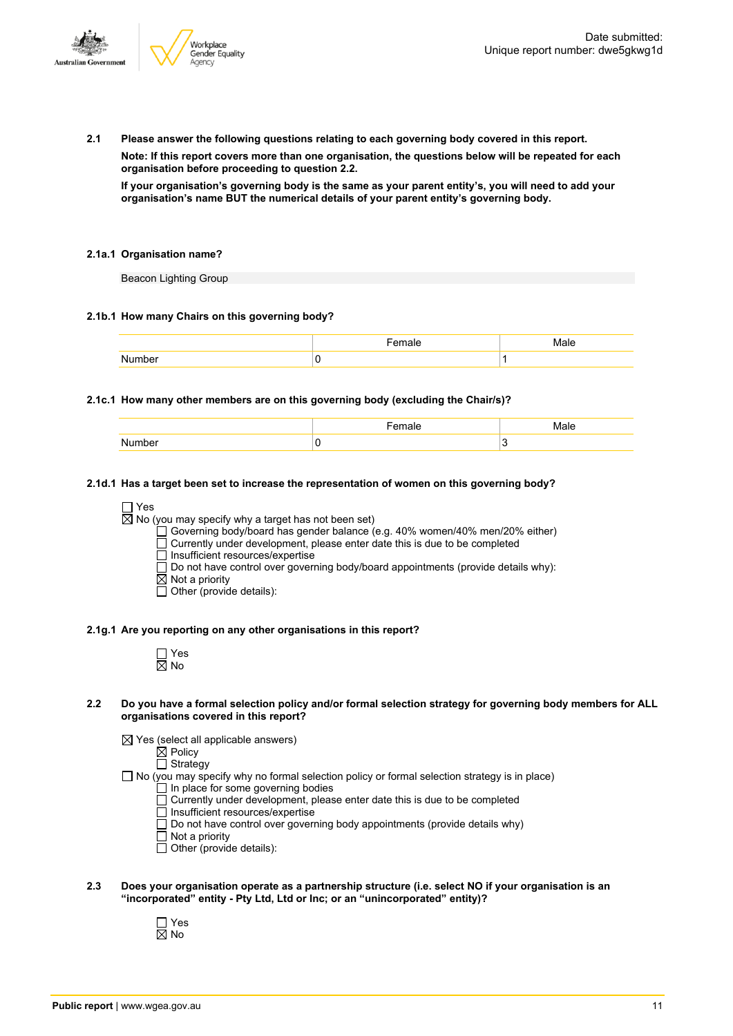**2.1 Please answer the following questions relating to each governing body covered in this report.**

**Note: If this report covers more than one organisation, the questions below will be repeated for each organisation before proceeding to question 2.2.**

**If your organisation's governing body is the same as your parent entity's, you will need to add your organisation's name BUT the numerical details of your parent entity's governing body.**

**2.1a.1 Organisation name?**

Beacon Lighting Group

**2.1b.1 How many Chairs on this governing body?**

| | Female | Male |
|---|---|---|
| Number | 0 | 1 |

**2.1c.1 How many other members are on this governing body (excluding the Chair/s)?**

| | Female | Male |
|---|---|---|
| Number | 0 | 3 |

**2.1d.1 Has a target been set to increase the representation of women on this governing body?**

☐ Yes
☒ No (you may specify why a target has not been set)
- ☐ Governing body/board has gender balance (e.g. 40% women/40% men/20% either)
- ☐ Currently under development, please enter date this is due to be completed
- ☐ Insufficient resources/expertise
- ☐ Do not have control over governing body/board appointments (provide details why):
- ☒ Not a priority
- ☐ Other (provide details):

**2.1g.1 Are you reporting on any other organisations in this report?**

☐ Yes
☒ No

**2.2 Do you have a formal selection policy and/or formal selection strategy for governing body members for ALL organisations covered in this report?**

☒ Yes (select all applicable answers)
- ☒ Policy
- ☐ Strategy

☐ No (you may specify why no formal selection policy or formal selection strategy is in place)
- ☐ In place for some governing bodies
- ☐ Currently under development, please enter date this is due to be completed
- ☐ Insufficient resources/expertise
- ☐ Do not have control over governing body appointments (provide details why)
- ☐ Not a priority
- ☐ Other (provide details):

**2.3 Does your organisation operate as a partnership structure (i.e. select NO if your organisation is an "incorporated" entity - Pty Ltd, Ltd or Inc; or an "unincorporated" entity)?**

☐ Yes
☒ No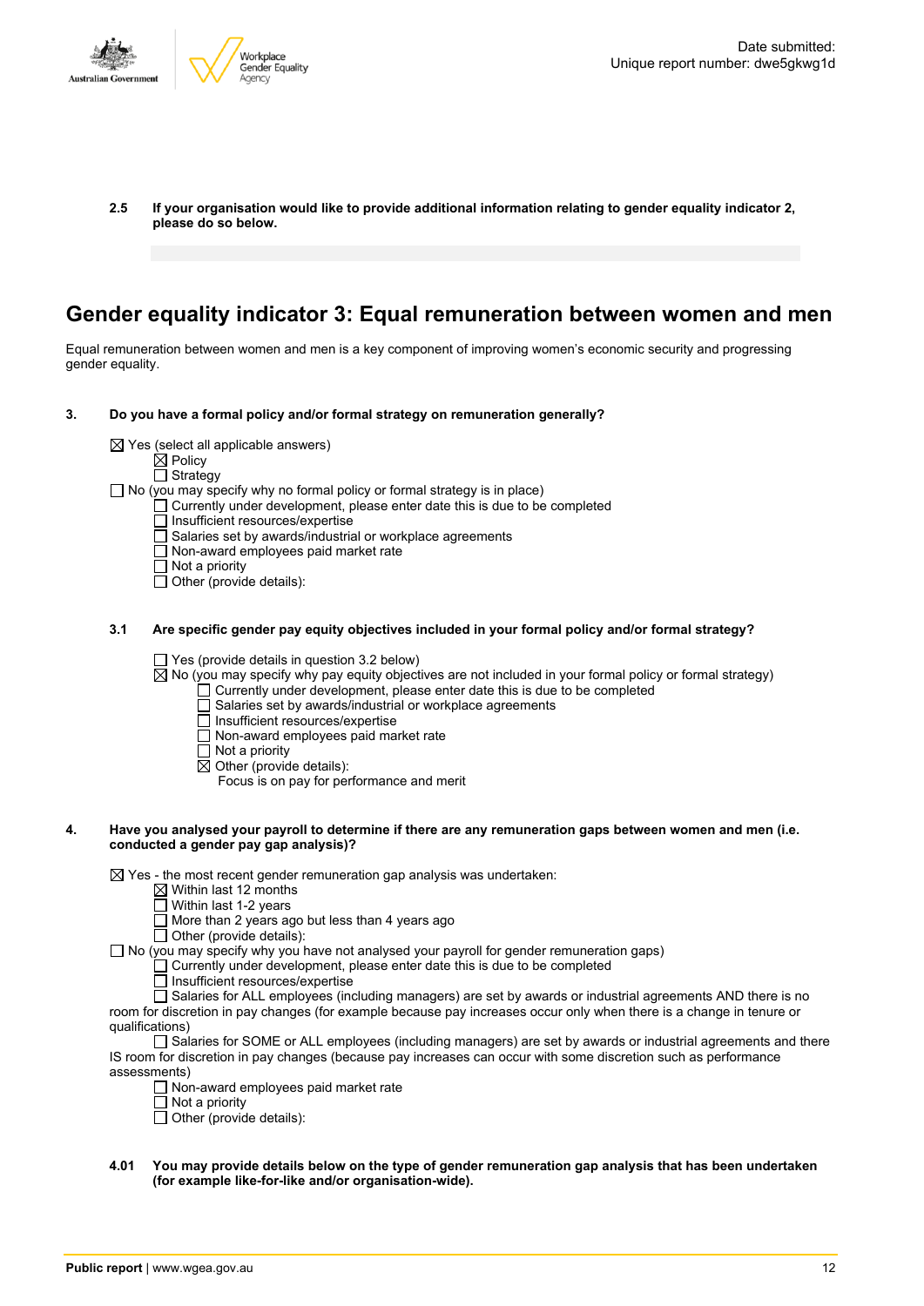**2.5 If your organisation would like to provide additional information relating to gender equality indicator 2, please do so below.**

# Gender equality indicator 3: Equal remuneration between women and men

Equal remuneration between women and men is a key component of improving women's economic security and progressing gender equality.

**3. Do you have a formal policy and/or formal strategy on remuneration generally?**

☒ Yes (select all applicable answers)
- ☒ Policy
- ☐ Strategy

☐ No (you may specify why no formal policy or formal strategy is in place)
- ☐ Currently under development, please enter date this is due to be completed
- ☐ Insufficient resources/expertise
- ☐ Salaries set by awards/industrial or workplace agreements
- ☐ Non-award employees paid market rate
- ☐ Not a priority
- ☐ Other (provide details):

**3.1 Are specific gender pay equity objectives included in your formal policy and/or formal strategy?**

☐ Yes (provide details in question 3.2 below)

☒ No (you may specify why pay equity objectives are not included in your formal policy or formal strategy)
- ☐ Currently under development, please enter date this is due to be completed
- ☐ Salaries set by awards/industrial or workplace agreements
- ☐ Insufficient resources/expertise
- ☐ Non-award employees paid market rate
- ☐ Not a priority
- ☒ Other (provide details):
  Focus is on pay for performance and merit

**4. Have you analysed your payroll to determine if there are any remuneration gaps between women and men (i.e. conducted a gender pay gap analysis)?**

☒ Yes - the most recent gender remuneration gap analysis was undertaken:
- ☒ Within last 12 months
- ☐ Within last 1-2 years
- ☐ More than 2 years ago but less than 4 years ago
- ☐ Other (provide details):

☐ No (you may specify why you have not analysed your payroll for gender remuneration gaps)
- ☐ Currently under development, please enter date this is due to be completed
- ☐ Insufficient resources/expertise
- ☐ Salaries for ALL employees (including managers) are set by awards or industrial agreements AND there is no room for discretion in pay changes (for example because pay increases occur only when there is a change in tenure or qualifications)
- ☐ Salaries for SOME or ALL employees (including managers) are set by awards or industrial agreements and there IS room for discretion in pay changes (because pay increases can occur with some discretion such as performance assessments)
- ☐ Non-award employees paid market rate
- ☐ Not a priority
- ☐ Other (provide details):

**4.01 You may provide details below on the type of gender remuneration gap analysis that has been undertaken (for example like-for-like and/or organisation-wide).**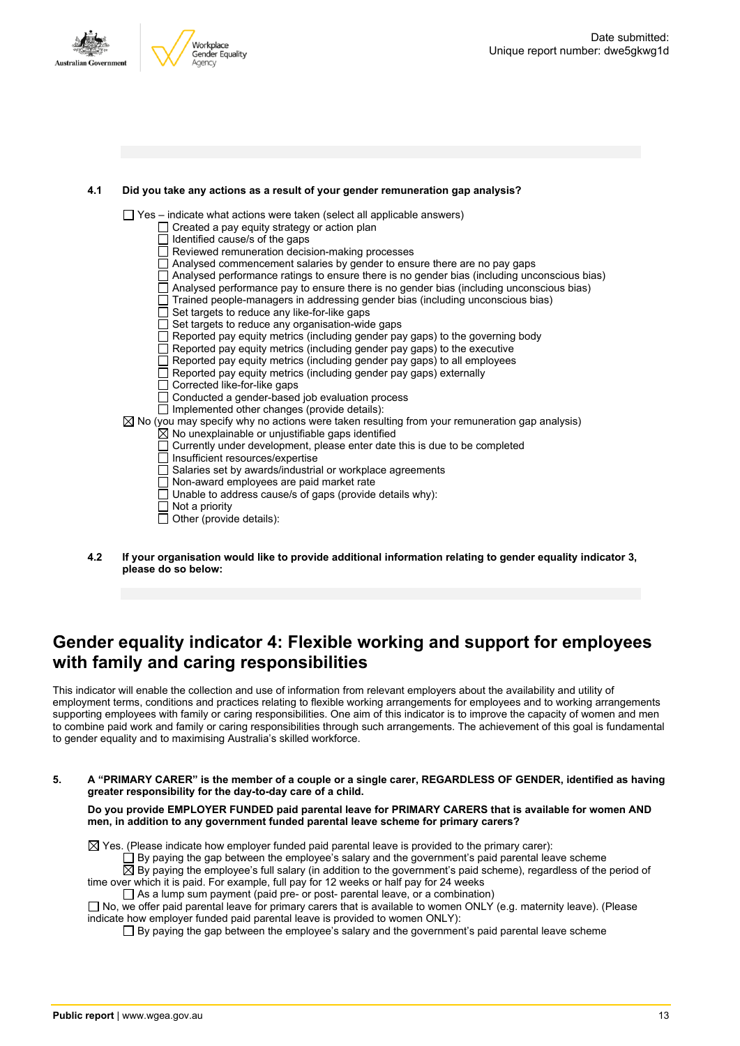**4.1 Did you take any actions as a result of your gender remuneration gap analysis?**

- ☐ Yes – indicate what actions were taken (select all applicable answers)
  - ☐ Created a pay equity strategy or action plan
  - ☐ Identified cause/s of the gaps
  - ☐ Reviewed remuneration decision-making processes
  - ☐ Analysed commencement salaries by gender to ensure there are no pay gaps
  - ☐ Analysed performance ratings to ensure there is no gender bias (including unconscious bias)
  - ☐ Analysed performance pay to ensure there is no gender bias (including unconscious bias)
  - ☐ Trained people-managers in addressing gender bias (including unconscious bias)
  - ☐ Set targets to reduce any like-for-like gaps
  - ☐ Set targets to reduce any organisation-wide gaps
  - ☐ Reported pay equity metrics (including gender pay gaps) to the governing body
  - ☐ Reported pay equity metrics (including gender pay gaps) to the executive
  - ☐ Reported pay equity metrics (including gender pay gaps) to all employees
  - ☐ Reported pay equity metrics (including gender pay gaps) externally
  - ☐ Corrected like-for-like gaps
  - ☐ Conducted a gender-based job evaluation process
  - ☐ Implemented other changes (provide details):
- ☒ No (you may specify why no actions were taken resulting from your remuneration gap analysis)
  - ☒ No unexplainable or unjustifiable gaps identified
  - ☐ Currently under development, please enter date this is due to be completed
  - ☐ Insufficient resources/expertise
  - ☐ Salaries set by awards/industrial or workplace agreements
  - ☐ Non-award employees are paid market rate
  - ☐ Unable to address cause/s of gaps (provide details why):
  - ☐ Not a priority
  - ☐ Other (provide details):

**4.2 If your organisation would like to provide additional information relating to gender equality indicator 3, please do so below:**

## Gender equality indicator 4: Flexible working and support for employees with family and caring responsibilities

This indicator will enable the collection and use of information from relevant employers about the availability and utility of employment terms, conditions and practices relating to flexible working arrangements for employees and to working arrangements supporting employees with family or caring responsibilities. One aim of this indicator is to improve the capacity of women and men to combine paid work and family or caring responsibilities through such arrangements. The achievement of this goal is fundamental to gender equality and to maximising Australia's skilled workforce.

**5. A "PRIMARY CARER" is the member of a couple or a single carer, REGARDLESS OF GENDER, identified as having greater responsibility for the day-to-day care of a child.**

**Do you provide EMPLOYER FUNDED paid parental leave for PRIMARY CARERS that is available for women AND men, in addition to any government funded parental leave scheme for primary carers?**

- ☒ Yes. (Please indicate how employer funded paid parental leave is provided to the primary carer):
  - ☐ By paying the gap between the employee's salary and the government's paid parental leave scheme
  - ☒ By paying the employee's full salary (in addition to the government's paid scheme), regardless of the period of time over which it is paid. For example, full pay for 12 weeks or half pay for 24 weeks
  - ☐ As a lump sum payment (paid pre- or post- parental leave, or a combination)
- ☐ No, we offer paid parental leave for primary carers that is available to women ONLY (e.g. maternity leave). (Please indicate how employer funded paid parental leave is provided to women ONLY):
  - ☐ By paying the gap between the employee's salary and the government's paid parental leave scheme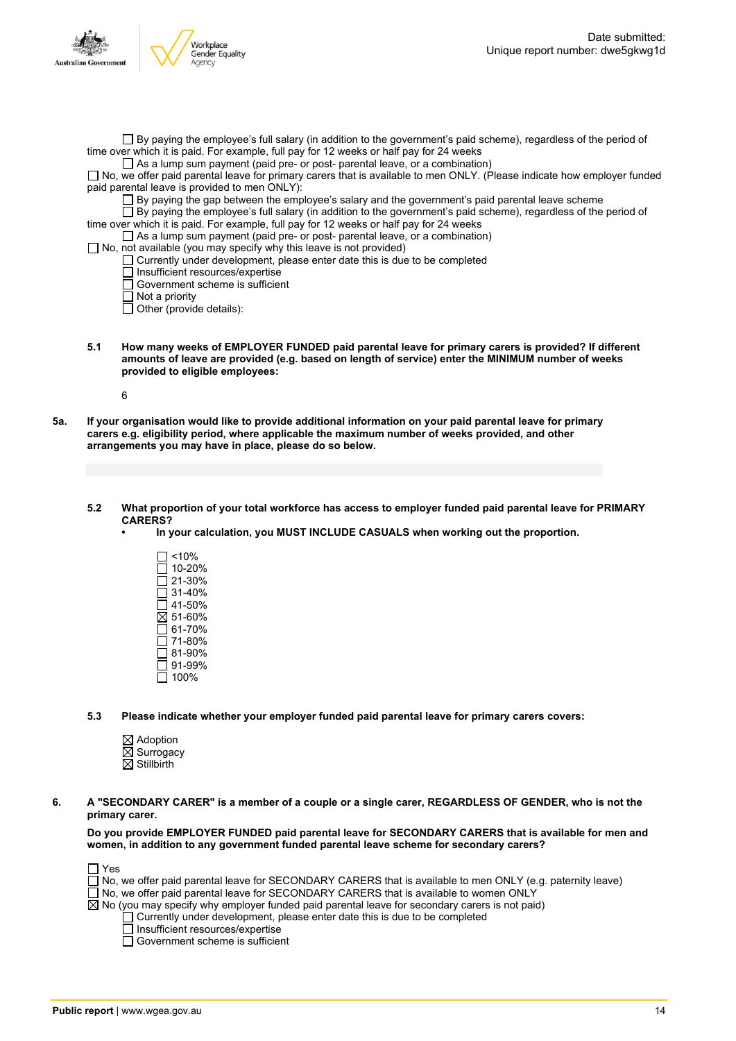☐ By paying the employee's full salary (in addition to the government's paid scheme), regardless of the period of time over which it is paid. For example, full pay for 12 weeks or half pay for 24 weeks

☐ As a lump sum payment (paid pre- or post- parental leave, or a combination)

☐ No, we offer paid parental leave for primary carers that is available to men ONLY. (Please indicate how employer funded paid parental leave is provided to men ONLY):

☐ By paying the gap between the employee's salary and the government's paid parental leave scheme

☐ By paying the employee's full salary (in addition to the government's paid scheme), regardless of the period of time over which it is paid. For example, full pay for 12 weeks or half pay for 24 weeks

☐ As a lump sum payment (paid pre- or post- parental leave, or a combination)

☐ No, not available (you may specify why this leave is not provided)

☐ Currently under development, please enter date this is due to be completed

☐ Insufficient resources/expertise

☐ Government scheme is sufficient

☐ Not a priority

☐ Other (provide details):

**5.1 How many weeks of EMPLOYER FUNDED paid parental leave for primary carers is provided? If different amounts of leave are provided (e.g. based on length of service) enter the MINIMUM number of weeks provided to eligible employees:**

6

**5a. If your organisation would like to provide additional information on your paid parental leave for primary carers e.g. eligibility period, where applicable the maximum number of weeks provided, and other arrangements you may have in place, please do so below.**

**5.2 What proportion of your total workforce has access to employer funded paid parental leave for PRIMARY CARERS?**

- **In your calculation, you MUST INCLUDE CASUALS when working out the proportion.**

☐ <10%
☐ 10-20%
☐ 21-30%
☐ 31-40%
☐ 41-50%
☒ 51-60%
☐ 61-70%
☐ 71-80%
☐ 81-90%
☐ 91-99%
☐ 100%

**5.3 Please indicate whether your employer funded paid parental leave for primary carers covers:**

☒ Adoption
☒ Surrogacy
☒ Stillbirth

**6. A "SECONDARY CARER" is a member of a couple or a single carer, REGARDLESS OF GENDER, who is not the primary carer.**

**Do you provide EMPLOYER FUNDED paid parental leave for SECONDARY CARERS that is available for men and women, in addition to any government funded parental leave scheme for secondary carers?**

☐ Yes

☐ No, we offer paid parental leave for SECONDARY CARERS that is available to men ONLY (e.g. paternity leave)

☐ No, we offer paid parental leave for SECONDARY CARERS that is available to women ONLY

☒ No (you may specify why employer funded paid parental leave for secondary carers is not paid)

☐ Currently under development, please enter date this is due to be completed

☐ Insufficient resources/expertise

☐ Government scheme is sufficient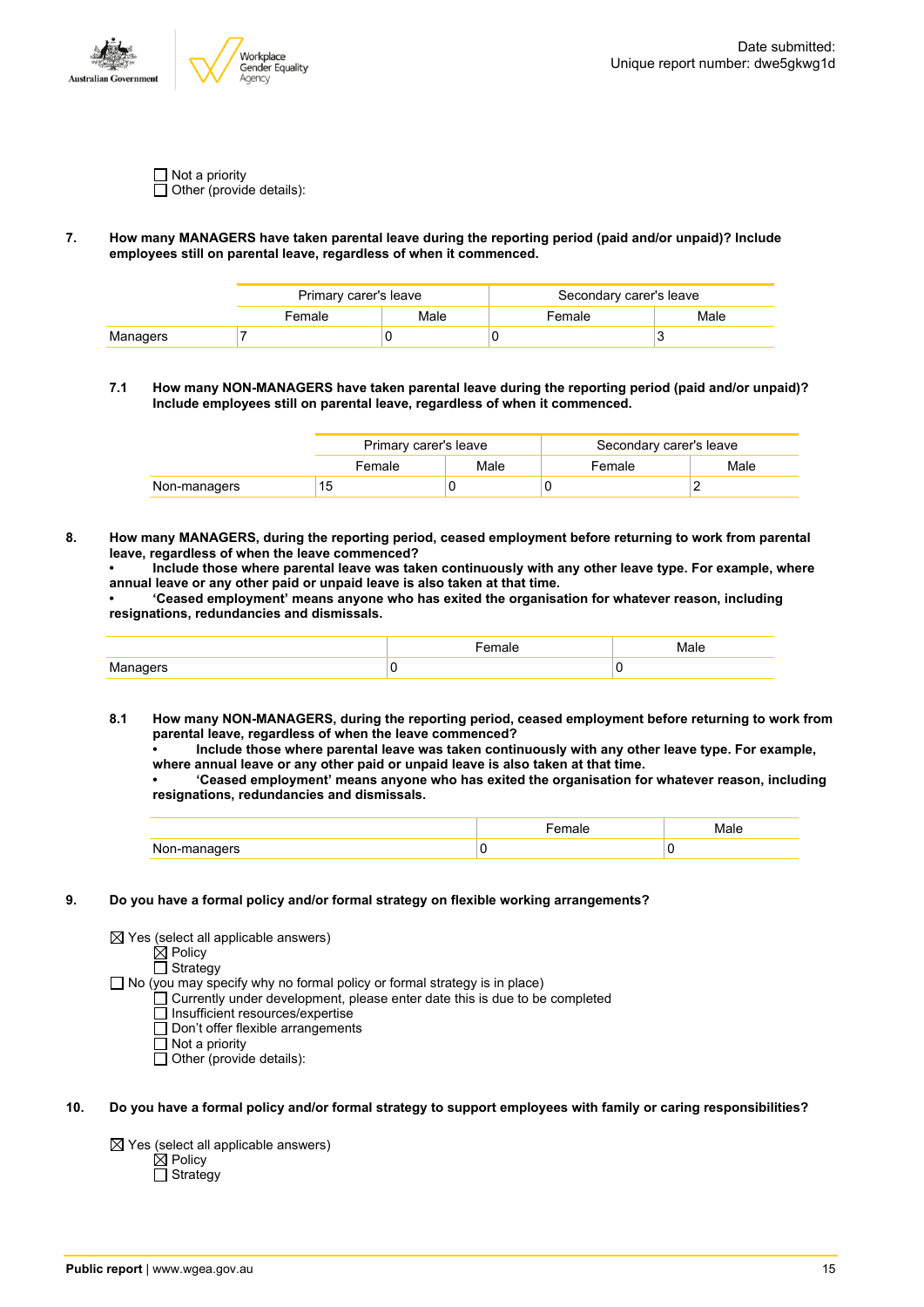☐ Not a priority
☐ Other (provide details):

**7. How many MANAGERS have taken parental leave during the reporting period (paid and/or unpaid)? Include employees still on parental leave, regardless of when it commenced.**

| | Primary carer's leave | | Secondary carer's leave | |
|---|---|---|---|---|
| | Female | Male | Female | Male |
| Managers | 7 | 0 | 0 | 3 |

**7.1 How many NON-MANAGERS have taken parental leave during the reporting period (paid and/or unpaid)? Include employees still on parental leave, regardless of when it commenced.**

| | Primary carer's leave | | Secondary carer's leave | |
|---|---|---|---|---|
| | Female | Male | Female | Male |
| Non-managers | 15 | 0 | 0 | 2 |

**8. How many MANAGERS, during the reporting period, ceased employment before returning to work from parental leave, regardless of when the leave commenced?**
**• Include those where parental leave was taken continuously with any other leave type. For example, where annual leave or any other paid or unpaid leave is also taken at that time.**
**• 'Ceased employment' means anyone who has exited the organisation for whatever reason, including resignations, redundancies and dismissals.**

| | Female | Male |
|---|---|---|
| Managers | 0 | 0 |

**8.1 How many NON-MANAGERS, during the reporting period, ceased employment before returning to work from parental leave, regardless of when the leave commenced?**
**• Include those where parental leave was taken continuously with any other leave type. For example, where annual leave or any other paid or unpaid leave is also taken at that time.**
**• 'Ceased employment' means anyone who has exited the organisation for whatever reason, including resignations, redundancies and dismissals.**

| | Female | Male |
|---|---|---|
| Non-managers | 0 | 0 |

**9. Do you have a formal policy and/or formal strategy on flexible working arrangements?**

☒ Yes (select all applicable answers)
  ☒ Policy
  ☐ Strategy
☐ No (you may specify why no formal policy or formal strategy is in place)
  ☐ Currently under development, please enter date this is due to be completed
  ☐ Insufficient resources/expertise
  ☐ Don't offer flexible arrangements
  ☐ Not a priority
  ☐ Other (provide details):

**10. Do you have a formal policy and/or formal strategy to support employees with family or caring responsibilities?**

☒ Yes (select all applicable answers)
  ☒ Policy
  ☐ Strategy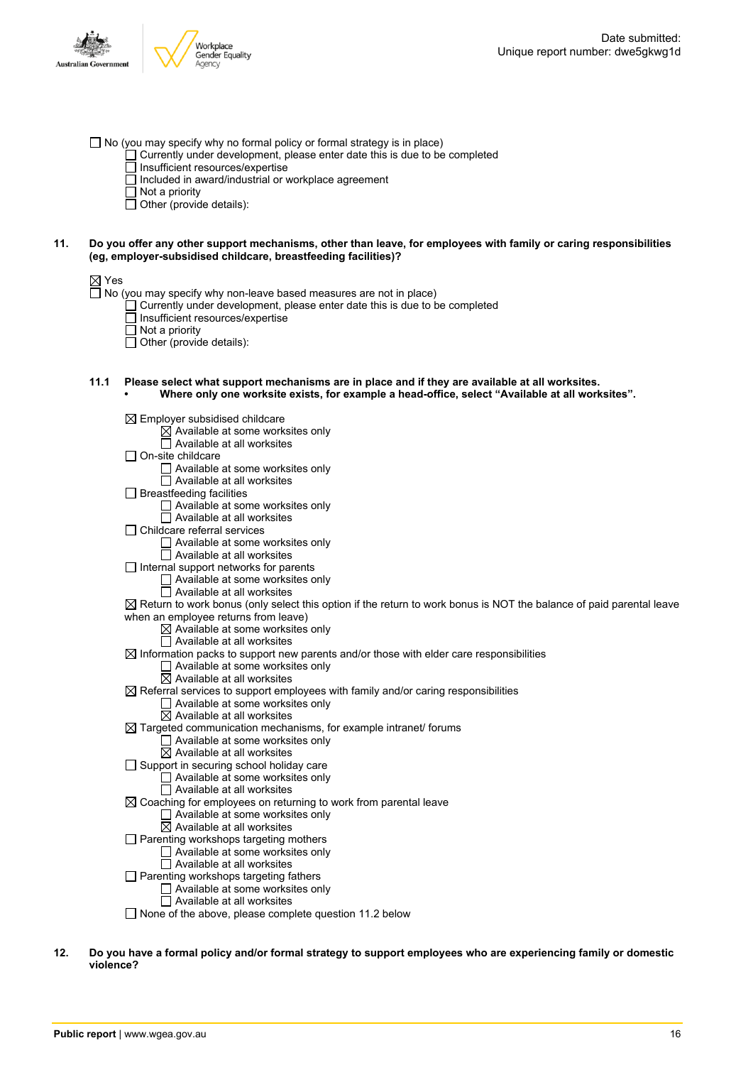☐ No (you may specify why no formal policy or formal strategy is in place)
  - ☐ Currently under development, please enter date this is due to be completed
  - ☐ Insufficient resources/expertise
  - ☐ Included in award/industrial or workplace agreement
  - ☐ Not a priority
  - ☐ Other (provide details):

**11. Do you offer any other support mechanisms, other than leave, for employees with family or caring responsibilities (eg, employer-subsidised childcare, breastfeeding facilities)?**

☒ Yes
☐ No (you may specify why non-leave based measures are not in place)
  - ☐ Currently under development, please enter date this is due to be completed
  - ☐ Insufficient resources/expertise
  - ☐ Not a priority
  - ☐ Other (provide details):

**11.1 Please select what support mechanisms are in place and if they are available at all worksites.**
- **Where only one worksite exists, for example a head-office, select "Available at all worksites".**

☒ Employer subsidised childcare
  - ☒ Available at some worksites only
  - ☐ Available at all worksites

☐ On-site childcare
  - ☐ Available at some worksites only
  - ☐ Available at all worksites

☐ Breastfeeding facilities
  - ☐ Available at some worksites only
  - ☐ Available at all worksites

☐ Childcare referral services
  - ☐ Available at some worksites only
  - ☐ Available at all worksites

☐ Internal support networks for parents
  - ☐ Available at some worksites only
  - ☐ Available at all worksites

☒ Return to work bonus (only select this option if the return to work bonus is NOT the balance of paid parental leave when an employee returns from leave)
  - ☒ Available at some worksites only
  - ☐ Available at all worksites

☒ Information packs to support new parents and/or those with elder care responsibilities
  - ☐ Available at some worksites only
  - ☒ Available at all worksites

☒ Referral services to support employees with family and/or caring responsibilities
  - ☐ Available at some worksites only
  - ☒ Available at all worksites

☒ Targeted communication mechanisms, for example intranet/ forums
  - ☐ Available at some worksites only
  - ☒ Available at all worksites

☐ Support in securing school holiday care
  - ☐ Available at some worksites only
  - ☐ Available at all worksites

☒ Coaching for employees on returning to work from parental leave
  - ☐ Available at some worksites only
  - ☒ Available at all worksites

☐ Parenting workshops targeting mothers
  - ☐ Available at some worksites only
  - ☐ Available at all worksites

☐ Parenting workshops targeting fathers
  - ☐ Available at some worksites only
  - ☐ Available at all worksites

☐ None of the above, please complete question 11.2 below

**12. Do you have a formal policy and/or formal strategy to support employees who are experiencing family or domestic violence?**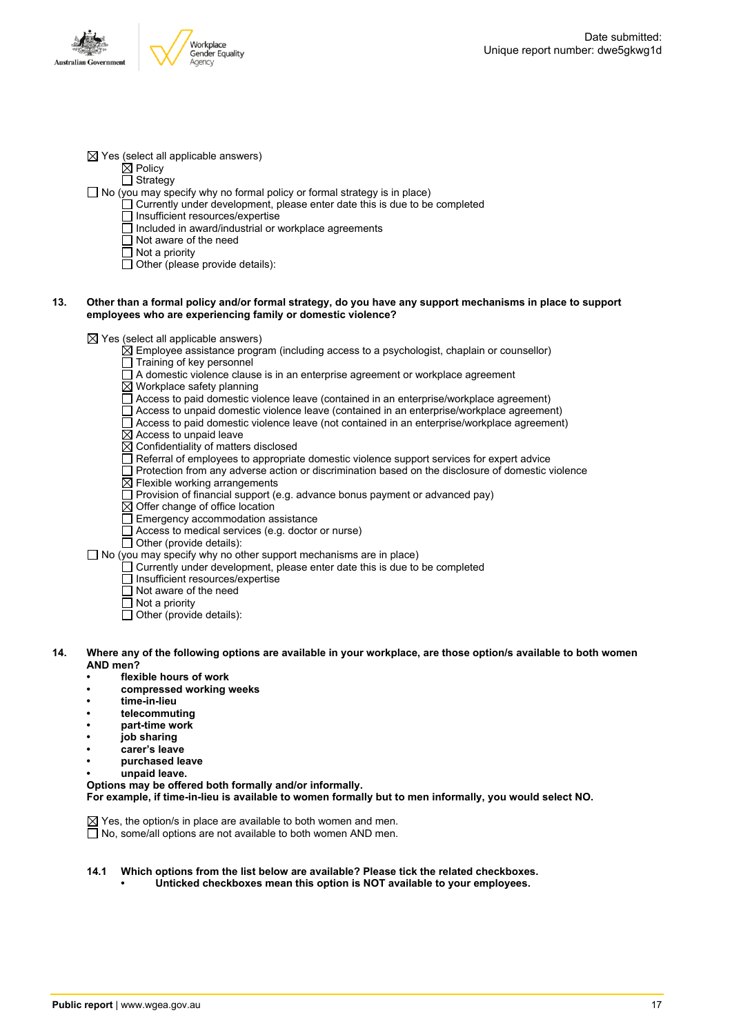☒ Yes (select all applicable answers)
- ☒ Policy
- ☐ Strategy

☐ No (you may specify why no formal policy or formal strategy is in place)
- ☐ Currently under development, please enter date this is due to be completed
- ☐ Insufficient resources/expertise
- ☐ Included in award/industrial or workplace agreements
- ☐ Not aware of the need
- ☐ Not a priority
- ☐ Other (please provide details):

**13. Other than a formal policy and/or formal strategy, do you have any support mechanisms in place to support employees who are experiencing family or domestic violence?**

☒ Yes (select all applicable answers)
- ☒ Employee assistance program (including access to a psychologist, chaplain or counsellor)
- ☐ Training of key personnel
- ☐ A domestic violence clause is in an enterprise agreement or workplace agreement
- ☒ Workplace safety planning
- ☐ Access to paid domestic violence leave (contained in an enterprise/workplace agreement)
- ☐ Access to unpaid domestic violence leave (contained in an enterprise/workplace agreement)
- ☐ Access to paid domestic violence leave (not contained in an enterprise/workplace agreement)
- ☒ Access to unpaid leave
- ☒ Confidentiality of matters disclosed
- ☐ Referral of employees to appropriate domestic violence support services for expert advice
- ☐ Protection from any adverse action or discrimination based on the disclosure of domestic violence
- ☒ Flexible working arrangements
- ☐ Provision of financial support (e.g. advance bonus payment or advanced pay)
- ☒ Offer change of office location
- ☐ Emergency accommodation assistance
- ☐ Access to medical services (e.g. doctor or nurse)
- ☐ Other (provide details):

☐ No (you may specify why no other support mechanisms are in place)
- ☐ Currently under development, please enter date this is due to be completed
- ☐ Insufficient resources/expertise
- ☐ Not aware of the need
- ☐ Not a priority
- ☐ Other (provide details):

**14. Where any of the following options are available in your workplace, are those option/s available to both women AND men?**
- **flexible hours of work**
- **compressed working weeks**
- **time-in-lieu**
- **telecommuting**
- **part-time work**
- **job sharing**
- **carer's leave**
- **purchased leave**
- **unpaid leave.**

**Options may be offered both formally and/or informally.**
**For example, if time-in-lieu is available to women formally but to men informally, you would select NO.**

☒ Yes, the option/s in place are available to both women and men.
☐ No, some/all options are not available to both women AND men.

**14.1 Which options from the list below are available? Please tick the related checkboxes.**
- **Unticked checkboxes mean this option is NOT available to your employees.**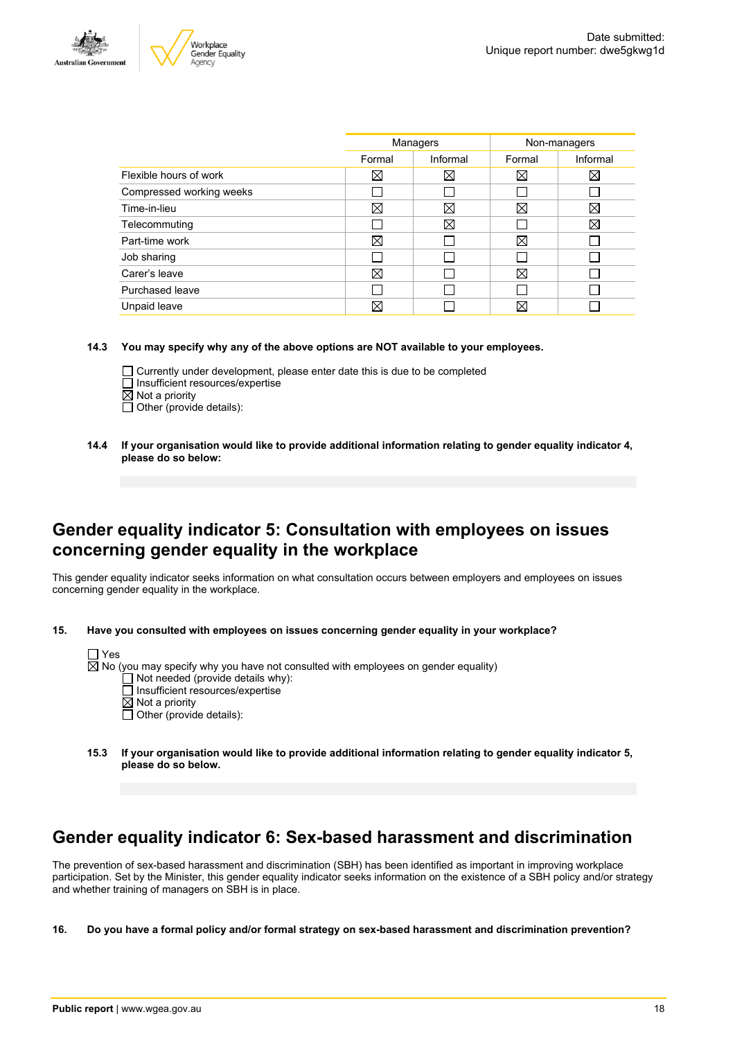| | Managers | | Non-managers | |
|---|---|---|---|---|
| | Formal | Informal | Formal | Informal |
| Flexible hours of work | ☒ | ☒ | ☒ | ☒ |
| Compressed working weeks | ☐ | ☐ | ☐ | ☐ |
| Time-in-lieu | ☒ | ☒ | ☒ | ☒ |
| Telecommuting | ☐ | ☒ | ☐ | ☒ |
| Part-time work | ☒ | ☐ | ☒ | ☐ |
| Job sharing | ☐ | ☐ | ☐ | ☐ |
| Carer's leave | ☒ | ☐ | ☒ | ☐ |
| Purchased leave | ☐ | ☐ | ☐ | ☐ |
| Unpaid leave | ☒ | ☐ | ☒ | ☐ |

**14.3 You may specify why any of the above options are NOT available to your employees.**

☐ Currently under development, please enter date this is due to be completed
☐ Insufficient resources/expertise
☒ Not a priority
☐ Other (provide details):

**14.4 If your organisation would like to provide additional information relating to gender equality indicator 4, please do so below:**

## Gender equality indicator 5: Consultation with employees on issues concerning gender equality in the workplace

This gender equality indicator seeks information on what consultation occurs between employers and employees on issues concerning gender equality in the workplace.

**15. Have you consulted with employees on issues concerning gender equality in your workplace?**

☐ Yes
☒ No (you may specify why you have not consulted with employees on gender equality)
- ☐ Not needed (provide details why):
- ☐ Insufficient resources/expertise
- ☒ Not a priority
- ☐ Other (provide details):

**15.3 If your organisation would like to provide additional information relating to gender equality indicator 5, please do so below.**

## Gender equality indicator 6: Sex-based harassment and discrimination

The prevention of sex-based harassment and discrimination (SBH) has been identified as important in improving workplace participation. Set by the Minister, this gender equality indicator seeks information on the existence of a SBH policy and/or strategy and whether training of managers on SBH is in place.

**16. Do you have a formal policy and/or formal strategy on sex-based harassment and discrimination prevention?**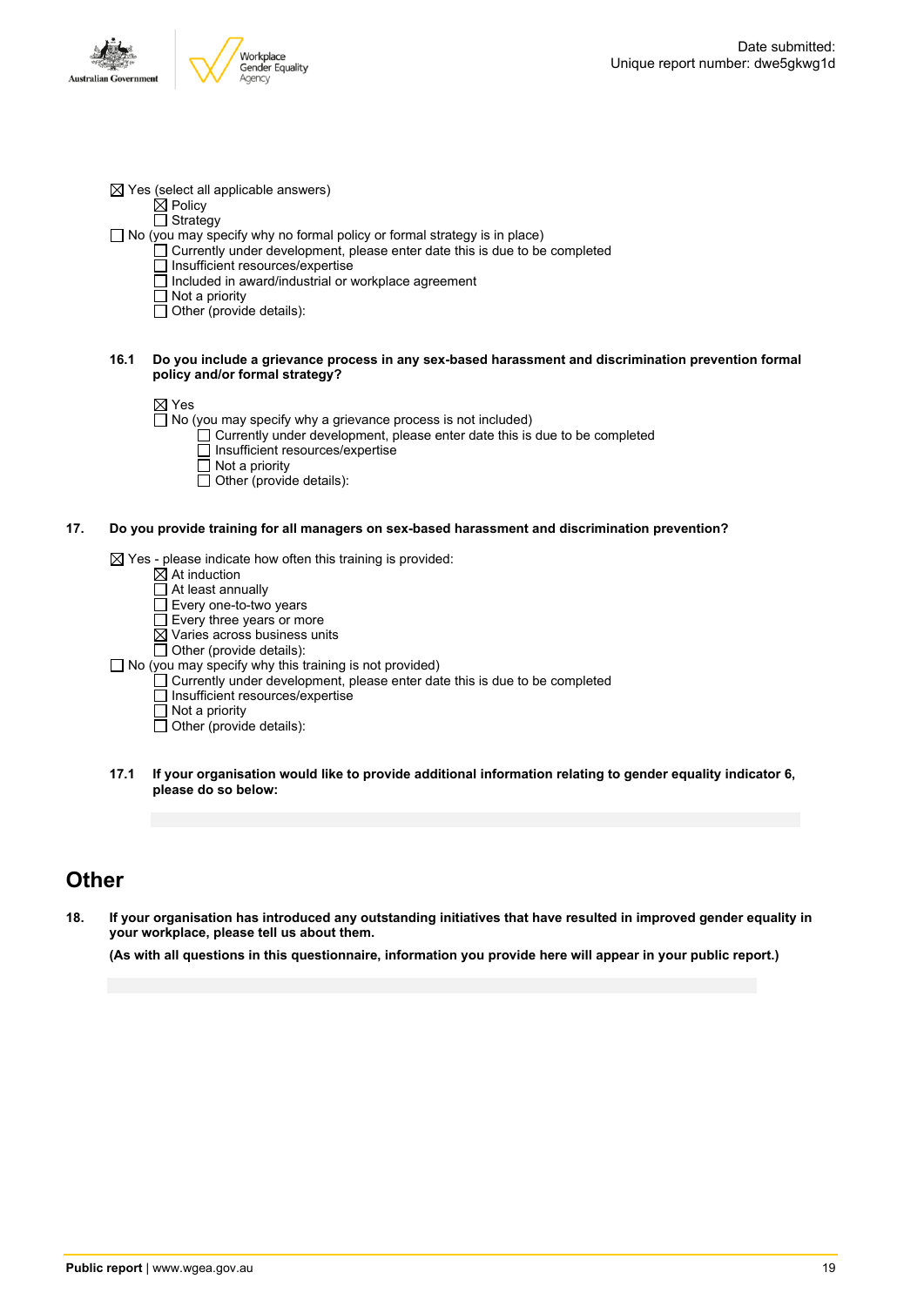- ☒ Yes (select all applicable answers)
  - ☒ Policy
  - ☐ Strategy
- ☐ No (you may specify why no formal policy or formal strategy is in place)
  - ☐ Currently under development, please enter date this is due to be completed
  - ☐ Insufficient resources/expertise
  - ☐ Included in award/industrial or workplace agreement
  - ☐ Not a priority
  - ☐ Other (provide details):

**16.1 Do you include a grievance process in any sex-based harassment and discrimination prevention formal policy and/or formal strategy?**

- ☒ Yes
- ☐ No (you may specify why a grievance process is not included)
  - ☐ Currently under development, please enter date this is due to be completed
  - ☐ Insufficient resources/expertise
  - ☐ Not a priority
  - ☐ Other (provide details):

**17. Do you provide training for all managers on sex-based harassment and discrimination prevention?**

- ☒ Yes - please indicate how often this training is provided:
  - ☒ At induction
  - ☐ At least annually
  - ☐ Every one-to-two years
  - ☐ Every three years or more
  - ☒ Varies across business units
  - ☐ Other (provide details):
- ☐ No (you may specify why this training is not provided)
  - ☐ Currently under development, please enter date this is due to be completed
  - ☐ Insufficient resources/expertise
  - ☐ Not a priority
  - ☐ Other (provide details):

**17.1 If your organisation would like to provide additional information relating to gender equality indicator 6, please do so below:**

## Other

**18. If your organisation has introduced any outstanding initiatives that have resulted in improved gender equality in your workplace, please tell us about them.**

**(As with all questions in this questionnaire, information you provide here will appear in your public report.)**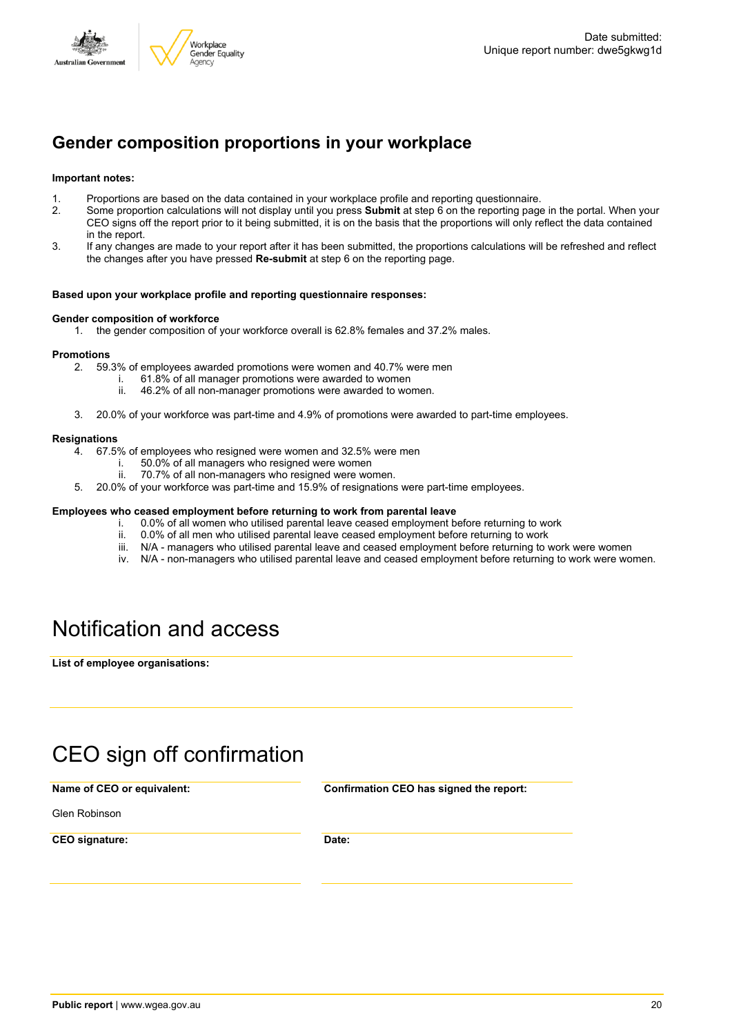Date submitted:
Unique report number: dwe5gkwg1d

## Gender composition proportions in your workplace

**Important notes:**

1. Proportions are based on the data contained in your workplace profile and reporting questionnaire.
2. Some proportion calculations will not display until you press **Submit** at step 6 on the reporting page in the portal. When your CEO signs off the report prior to it being submitted, it is on the basis that the proportions will only reflect the data contained in the report.
3. If any changes are made to your report after it has been submitted, the proportions calculations will be refreshed and reflect the changes after you have pressed **Re-submit** at step 6 on the reporting page.

**Based upon your workplace profile and reporting questionnaire responses:**

**Gender composition of workforce**

1. the gender composition of your workforce overall is 62.8% females and 37.2% males.

**Promotions**

2. 59.3% of employees awarded promotions were women and 40.7% were men
   - i. 61.8% of all manager promotions were awarded to women
   - ii. 46.2% of all non-manager promotions were awarded to women.
3. 20.0% of your workforce was part-time and 4.9% of promotions were awarded to part-time employees.

**Resignations**

4. 67.5% of employees who resigned were women and 32.5% were men
   - i. 50.0% of all managers who resigned were women
   - ii. 70.7% of all non-managers who resigned were women.
5. 20.0% of your workforce was part-time and 15.9% of resignations were part-time employees.

**Employees who ceased employment before returning to work from parental leave**

- i. 0.0% of all women who utilised parental leave ceased employment before returning to work
- ii. 0.0% of all men who utilised parental leave ceased employment before returning to work
- iii. N/A - managers who utilised parental leave and ceased employment before returning to work were women
- iv. N/A - non-managers who utilised parental leave and ceased employment before returning to work were women.

# Notification and access

**List of employee organisations:**

# CEO sign off confirmation

**Name of CEO or equivalent:**

Glen Robinson

**Confirmation CEO has signed the report:**

**CEO signature:**

**Date:**